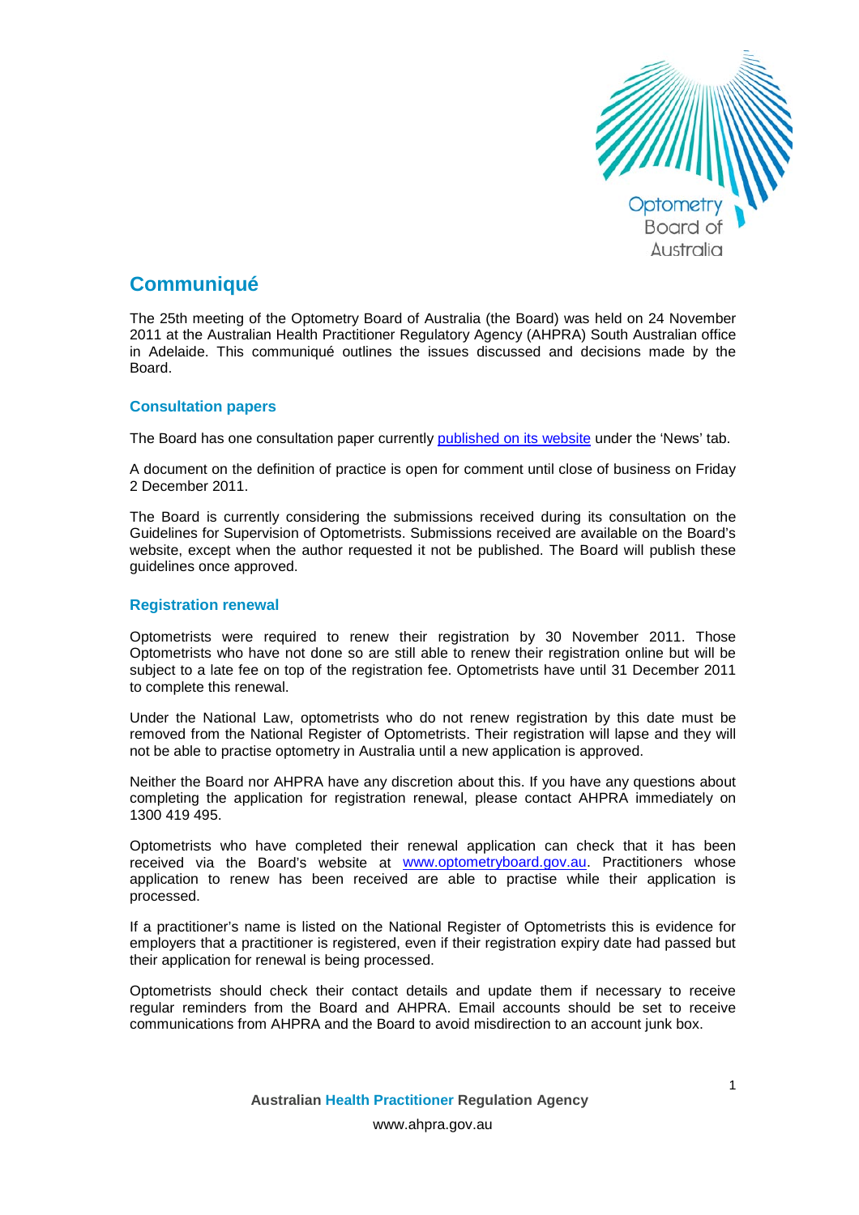# Communiqué

The 25th meeting of the Optometry Board of Australia (the Board) was held on 24 November 2011 at the Australian Health Practitioner Regulatory Agency (AHPRA) South Australian office in Adelaide. This communiqué outlines the issues discussed and decisions made by the Board.

## Consultation papers

The Board has one consultation paper currently published on its website under the 'News' tab.

A document on the definition of practice is open for comment until close of business on Friday 2 December 2011.

The Board is currently considering the submissions received during its consultation on the Guidelines for Supervision of Optometrists. Submissions received are available on the Board's website, except when the author requested it not be published. The Board will publish these guidelines once approved.

## Registration renewal

Optometrists were required to renew their registration by 30 November 2011. Those Optometrists who have not done so are still able to renew their registration online but will be subject to a late fee on top of the registration fee. Optometrists have until 31 December 2011 to complete this renewal.

Under the National Law, optometrists who do not renew registration by this date must be removed from the National Register of Optometrists. Their registration will lapse and they will not be able to practise optometry in Australia until a new application is approved.

Neither the Board nor AHPRA have any discretion about this. If you have any questions about completing the application for registration renewal, please contact AHPRA immediately on 1300 419 495.

Optometrists who have completed their renewal application can check that it has been received via the Board's website at www.optometryboard.gov.au. Practitioners whose application to renew has been received are able to practise while their application is processed.

If a practitioner's name is listed on the National Register of Optometrists this is evidence for employers that a practitioner is registered, even if their registration expiry date had passed but their application for renewal is being processed.

Optometrists should check their contact details and update them if necessary to receive regular reminders from the Board and AHPRA. Email accounts should be set to receive communications from AHPRA and the Board to avoid misdirection to an account junk box.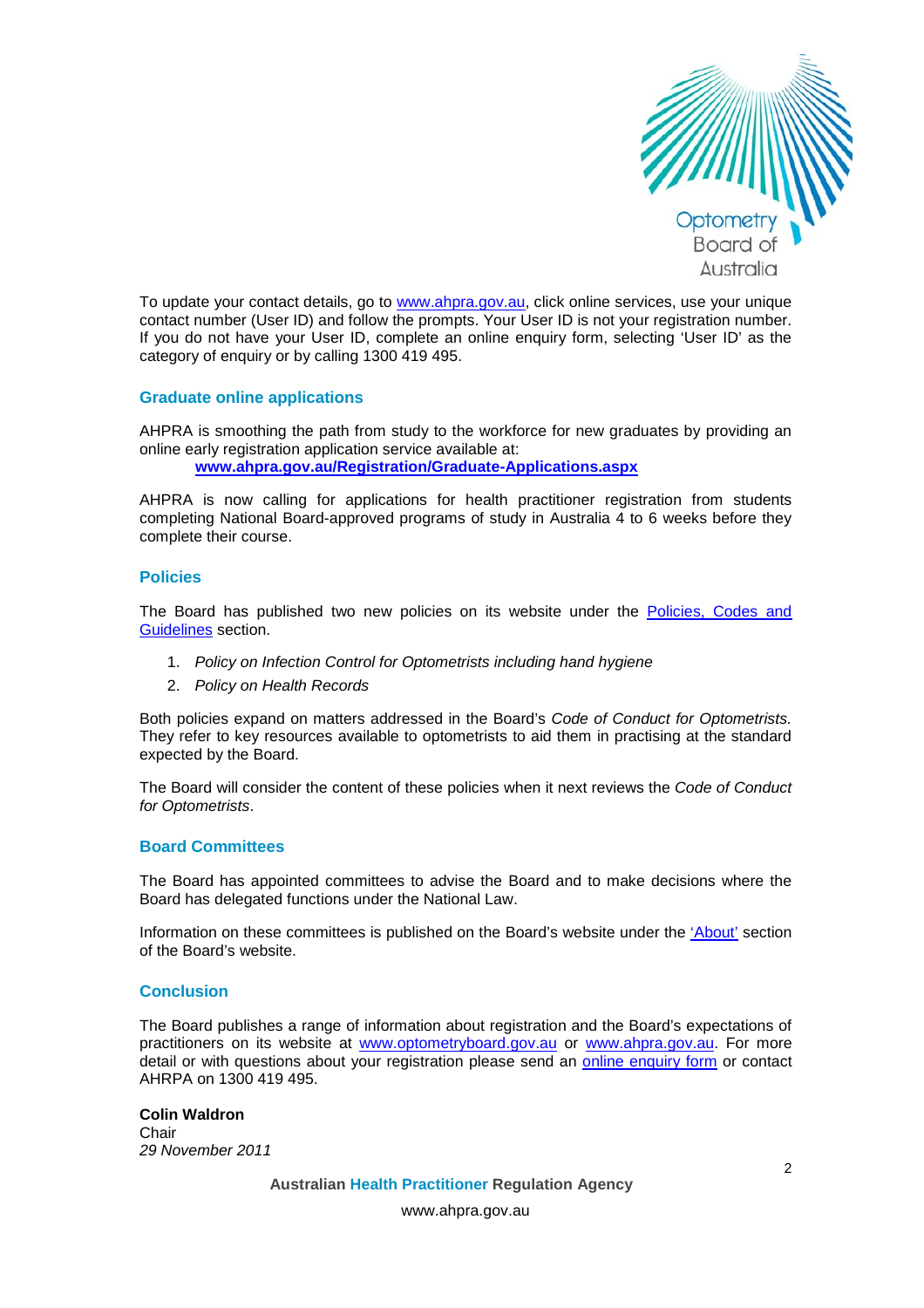To update your contact details, go to www.ahpra.gov.au, click online services, use your unique contact number (User ID) and follow the prompts. Your User ID is not your registration number. If you do not have your User ID, complete an online enquiry form, selecting 'User ID' as the category of enquiry or by calling 1300 419 495.

## Graduate online applications

AHPRA is smoothing the path from study to the workforce for new graduates by providing an online early registration application service available at:

**www.ahpra.gov.au/Registration/Graduate-Applications.aspx**

AHPRA is now calling for applications for health practitioner registration from students completing National Board-approved programs of study in Australia 4 to 6 weeks before they complete their course.

## Policies

The Board has published two new policies on its website under the Policies, Codes and Guidelines section.

1. *Policy on Infection Control for Optometrists including hand hygiene*
2. *Policy on Health Records*

Both policies expand on matters addressed in the Board's *Code of Conduct for Optometrists.* They refer to key resources available to optometrists to aid them in practising at the standard expected by the Board.

The Board will consider the content of these policies when it next reviews the *Code of Conduct for Optometrists*.

## Board Committees

The Board has appointed committees to advise the Board and to make decisions where the Board has delegated functions under the National Law.

Information on these committees is published on the Board's website under the 'About' section of the Board's website.

## Conclusion

The Board publishes a range of information about registration and the Board's expectations of practitioners on its website at www.optometryboard.gov.au or www.ahpra.gov.au. For more detail or with questions about your registration please send an online enquiry form or contact AHRPA on 1300 419 495.

**Colin Waldron**
Chair
*29 November 2011*